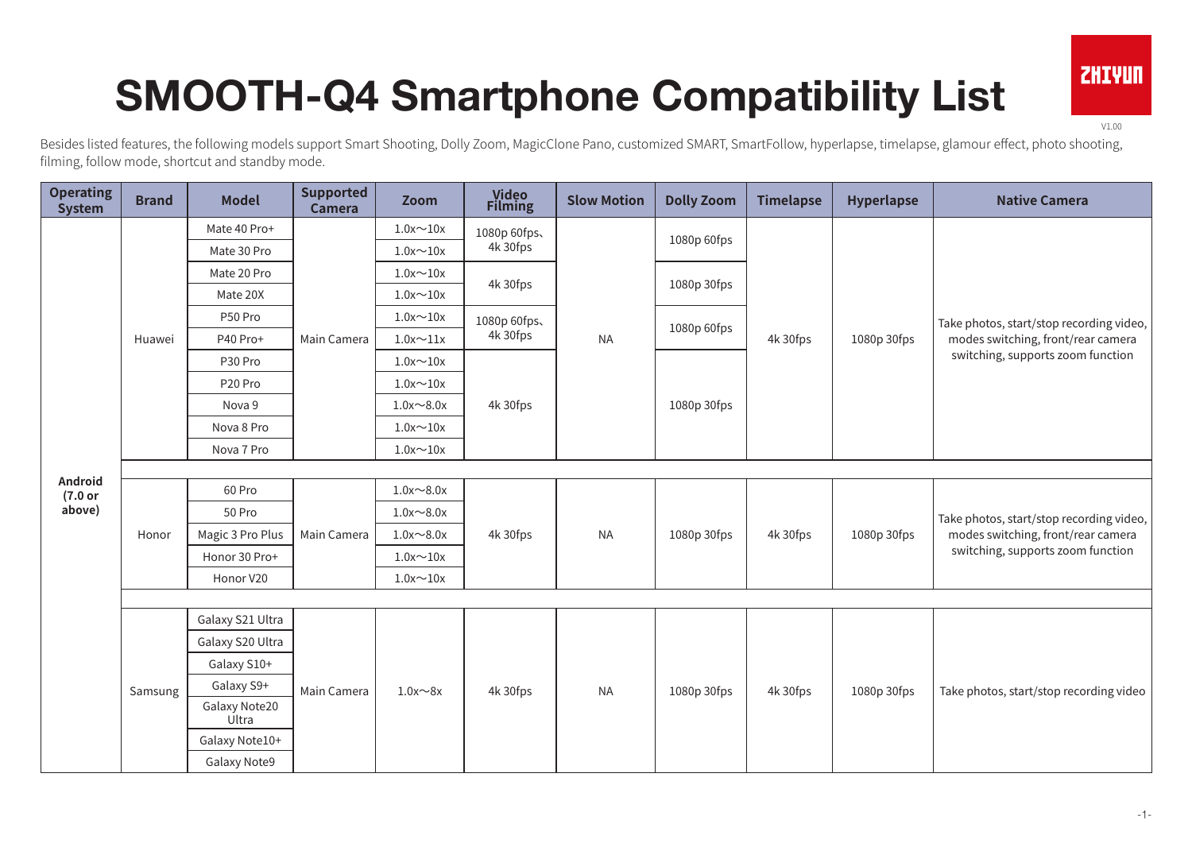# SMOOTH-Q4 Smartphone Compatibility List

V1.00

Besides listed features, the following models support Smart Shooting, Dolly Zoom, MagicClone Pano, customized SMART, SmartFollow, hyperlapse, timelapse, glamour effect, photo shooting, filming, follow mode, shortcut and standby mode.

| Operating System | Brand | Model | Supported Camera | Zoom | Video Filming | Slow Motion | Dolly Zoom | Timelapse | Hyperlapse | Native Camera |
|---|---|---|---|---|---|---|---|---|---|---|
| Android (7.0 or above) | Huawei | Mate 40 Pro+ | Main Camera | 1.0x～10x | 1080p 60fps、4k 30fps | NA | 1080p 60fps | 4k 30fps | 1080p 30fps | Take photos, start/stop recording video, modes switching, front/rear camera switching, supports zoom function |
| | | Mate 30 Pro | | 1.0x～10x | | | | | | |
| | | Mate 20 Pro | | 1.0x～10x | 4k 30fps | | 1080p 30fps | | | |
| | | Mate 20X | | 1.0x～10x | | | | | | |
| | | P50 Pro | | 1.0x～10x | 1080p 60fps、4k 30fps | | 1080p 60fps | | | |
| | | P40 Pro+ | | 1.0x～11x | | | | | | |
| | | P30 Pro | | 1.0x～10x | 4k 30fps | | 1080p 30fps | | | |
| | | P20 Pro | | 1.0x～10x | | | | | | |
| | | Nova 9 | | 1.0x～8.0x | | | | | | |
| | | Nova 8 Pro | | 1.0x～10x | | | | | | |
| | | Nova 7 Pro | | 1.0x～10x | | | | | | |
| | Honor | 60 Pro | Main Camera | 1.0x～8.0x | 4k 30fps | NA | 1080p 30fps | 4k 30fps | 1080p 30fps | Take photos, start/stop recording video, modes switching, front/rear camera switching, supports zoom function |
| | | 50 Pro | | 1.0x～8.0x | | | | | | |
| | | Magic 3 Pro Plus | | 1.0x～8.0x | | | | | | |
| | | Honor 30 Pro+ | | 1.0x～10x | | | | | | |
| | | Honor V20 | | 1.0x～10x | | | | | | |
| | Samsung | Galaxy S21 Ultra | Main Camera | 1.0x～8x | 4k 30fps | NA | 1080p 30fps | 4k 30fps | 1080p 30fps | Take photos, start/stop recording video |
| | | Galaxy S20 Ultra | | | | | | | | |
| | | Galaxy S10+ | | | | | | | | |
| | | Galaxy S9+ | | | | | | | | |
| | | Galaxy Note20 Ultra | | | | | | | | |
| | | Galaxy Note10+ | | | | | | | | |
| | | Galaxy Note9 | | | | | | | | |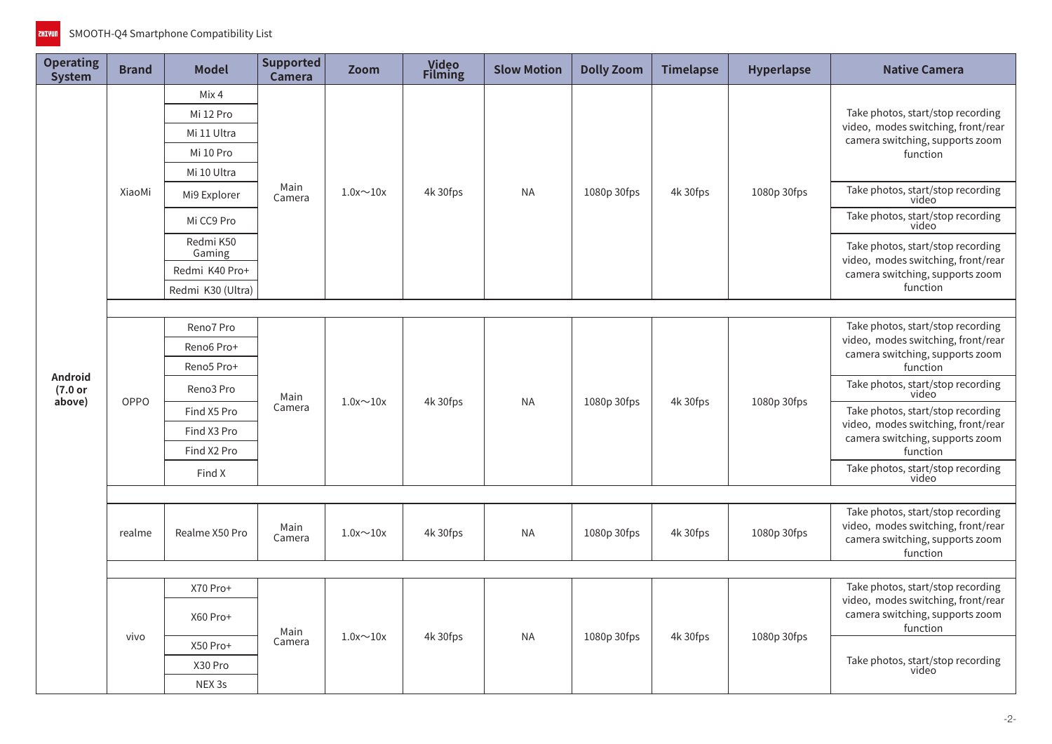| Operating System | Brand | Model | Supported Camera | Zoom | Video Filming | Slow Motion | Dolly Zoom | Timelapse | Hyperlapse | Native Camera |
|---|---|---|---|---|---|---|---|---|---|---|
| Android (7.0 or above) | XiaoMi | Mix 4 | Main Camera | 1.0x～10x | 4k 30fps | NA | 1080p 30fps | 4k 30fps | 1080p 30fps | Take photos, start/stop recording video, modes switching, front/rear camera switching, supports zoom function |
| Android (7.0 or above) | XiaoMi | Mi 12 Pro | Main Camera | 1.0x～10x | 4k 30fps | NA | 1080p 30fps | 4k 30fps | 1080p 30fps | Take photos, start/stop recording video, modes switching, front/rear camera switching, supports zoom function |
| Android (7.0 or above) | XiaoMi | Mi 11 Ultra | Main Camera | 1.0x～10x | 4k 30fps | NA | 1080p 30fps | 4k 30fps | 1080p 30fps | Take photos, start/stop recording video, modes switching, front/rear camera switching, supports zoom function |
| Android (7.0 or above) | XiaoMi | Mi 10 Pro | Main Camera | 1.0x～10x | 4k 30fps | NA | 1080p 30fps | 4k 30fps | 1080p 30fps | Take photos, start/stop recording video, modes switching, front/rear camera switching, supports zoom function |
| Android (7.0 or above) | XiaoMi | Mi 10 Ultra | Main Camera | 1.0x～10x | 4k 30fps | NA | 1080p 30fps | 4k 30fps | 1080p 30fps | Take photos, start/stop recording video, modes switching, front/rear camera switching, supports zoom function |
| Android (7.0 or above) | XiaoMi | Mi9 Explorer | Main Camera | 1.0x～10x | 4k 30fps | NA | 1080p 30fps | 4k 30fps | 1080p 30fps | Take photos, start/stop recording video |
| Android (7.0 or above) | XiaoMi | Mi CC9 Pro | Main Camera | 1.0x～10x | 4k 30fps | NA | 1080p 30fps | 4k 30fps | 1080p 30fps | Take photos, start/stop recording video |
| Android (7.0 or above) | XiaoMi | Redmi K50 Gaming | Main Camera | 1.0x～10x | 4k 30fps | NA | 1080p 30fps | 4k 30fps | 1080p 30fps | Take photos, start/stop recording video, modes switching, front/rear camera switching, supports zoom function |
| Android (7.0 or above) | XiaoMi | Redmi K40 Pro+ | Main Camera | 1.0x～10x | 4k 30fps | NA | 1080p 30fps | 4k 30fps | 1080p 30fps | Take photos, start/stop recording video, modes switching, front/rear camera switching, supports zoom function |
| Android (7.0 or above) | XiaoMi | Redmi K30 (Ultra) | Main Camera | 1.0x～10x | 4k 30fps | NA | 1080p 30fps | 4k 30fps | 1080p 30fps | Take photos, start/stop recording video, modes switching, front/rear camera switching, supports zoom function |
| Android (7.0 or above) | OPPO | Reno7 Pro | Main Camera | 1.0x～10x | 4k 30fps | NA | 1080p 30fps | 4k 30fps | 1080p 30fps | Take photos, start/stop recording video, modes switching, front/rear camera switching, supports zoom function |
| Android (7.0 or above) | OPPO | Reno6 Pro+ | Main Camera | 1.0x～10x | 4k 30fps | NA | 1080p 30fps | 4k 30fps | 1080p 30fps | Take photos, start/stop recording video, modes switching, front/rear camera switching, supports zoom function |
| Android (7.0 or above) | OPPO | Reno5 Pro+ | Main Camera | 1.0x～10x | 4k 30fps | NA | 1080p 30fps | 4k 30fps | 1080p 30fps | Take photos, start/stop recording video, modes switching, front/rear camera switching, supports zoom function |
| Android (7.0 or above) | OPPO | Reno3 Pro | Main Camera | 1.0x～10x | 4k 30fps | NA | 1080p 30fps | 4k 30fps | 1080p 30fps | Take photos, start/stop recording video |
| Android (7.0 or above) | OPPO | Find X5 Pro | Main Camera | 1.0x～10x | 4k 30fps | NA | 1080p 30fps | 4k 30fps | 1080p 30fps | Take photos, start/stop recording video, modes switching, front/rear camera switching, supports zoom function |
| Android (7.0 or above) | OPPO | Find X3 Pro | Main Camera | 1.0x～10x | 4k 30fps | NA | 1080p 30fps | 4k 30fps | 1080p 30fps | Take photos, start/stop recording video, modes switching, front/rear camera switching, supports zoom function |
| Android (7.0 or above) | OPPO | Find X2 Pro | Main Camera | 1.0x～10x | 4k 30fps | NA | 1080p 30fps | 4k 30fps | 1080p 30fps | Take photos, start/stop recording video, modes switching, front/rear camera switching, supports zoom function |
| Android (7.0 or above) | OPPO | Find X | Main Camera | 1.0x～10x | 4k 30fps | NA | 1080p 30fps | 4k 30fps | 1080p 30fps | Take photos, start/stop recording video |
| Android (7.0 or above) | realme | Realme X50 Pro | Main Camera | 1.0x～10x | 4k 30fps | NA | 1080p 30fps | 4k 30fps | 1080p 30fps | Take photos, start/stop recording video, modes switching, front/rear camera switching, supports zoom function |
| Android (7.0 or above) | vivo | X70 Pro+ | Main Camera | 1.0x～10x | 4k 30fps | NA | 1080p 30fps | 4k 30fps | 1080p 30fps | Take photos, start/stop recording video, modes switching, front/rear camera switching, supports zoom function |
| Android (7.0 or above) | vivo | X60 Pro+ | Main Camera | 1.0x～10x | 4k 30fps | NA | 1080p 30fps | 4k 30fps | 1080p 30fps | Take photos, start/stop recording video, modes switching, front/rear camera switching, supports zoom function |
| Android (7.0 or above) | vivo | X50 Pro+ | Main Camera | 1.0x～10x | 4k 30fps | NA | 1080p 30fps | 4k 30fps | 1080p 30fps | Take photos, start/stop recording video |
| Android (7.0 or above) | vivo | X30 Pro | Main Camera | 1.0x～10x | 4k 30fps | NA | 1080p 30fps | 4k 30fps | 1080p 30fps | Take photos, start/stop recording video |
| Android (7.0 or above) | vivo | NEX 3s | Main Camera | 1.0x～10x | 4k 30fps | NA | 1080p 30fps | 4k 30fps | 1080p 30fps | Take photos, start/stop recording video |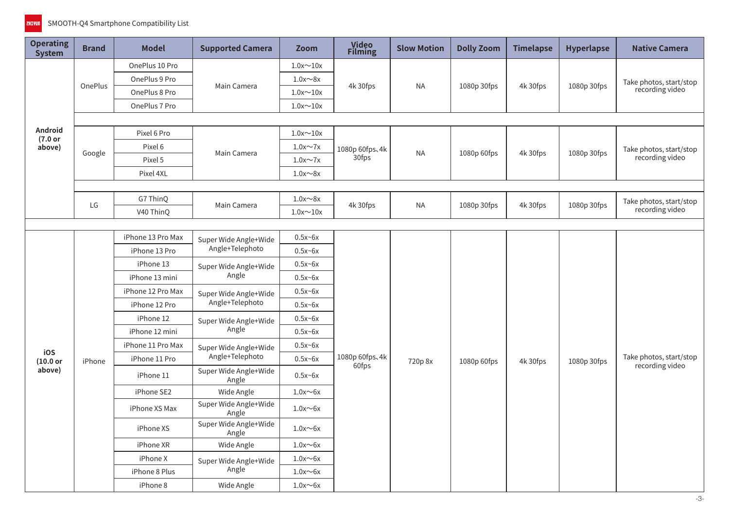SMOOTH-Q4 Smartphone Compatibility List

| Operating System | Brand | Model | Supported Camera | Zoom | Video Filming | Slow Motion | Dolly Zoom | Timelapse | Hyperlapse | Native Camera |
|---|---|---|---|---|---|---|---|---|---|---|
| Android (7.0 or above) | OnePlus | OnePlus 10 Pro | Main Camera | 1.0x～10x | 4k 30fps | NA | 1080p 30fps | 4k 30fps | 1080p 30fps | Take photos, start/stop recording video |
| | | OnePlus 9 Pro | | 1.0x～8x | | | | | | |
| | | OnePlus 8 Pro | | 1.0x～10x | | | | | | |
| | | OnePlus 7 Pro | | 1.0x～10x | | | | | | |
| | Google | Pixel 6 Pro | Main Camera | 1.0x～10x | 1080p 60fps、4k 30fps | NA | 1080p 60fps | 4k 30fps | 1080p 30fps | Take photos, start/stop recording video |
| | | Pixel 6 | | 1.0x～7x | | | | | | |
| | | Pixel 5 | | 1.0x～7x | | | | | | |
| | | Pixel 4XL | | 1.0x～8x | | | | | | |
| | LG | G7 ThinQ | Main Camera | 1.0x～8x | 4k 30fps | NA | 1080p 30fps | 4k 30fps | 1080p 30fps | Take photos, start/stop recording video |
| | | V40 ThinQ | | 1.0x～10x | | | | | | |
| iOS (10.0 or above) | iPhone | iPhone 13 Pro Max | Super Wide Angle+Wide Angle+Telephoto | 0.5x~6x | 1080p 60fps、4k 60fps | 720p 8x | 1080p 60fps | 4k 30fps | 1080p 30fps | Take photos, start/stop recording video |
| | | iPhone 13 Pro | | 0.5x~6x | | | | | | |
| | | iPhone 13 | Super Wide Angle+Wide Angle | 0.5x~6x | | | | | | |
| | | iPhone 13 mini | | 0.5x~6x | | | | | | |
| | | iPhone 12 Pro Max | Super Wide Angle+Wide Angle+Telephoto | 0.5x~6x | | | | | | |
| | | iPhone 12 Pro | | 0.5x~6x | | | | | | |
| | | iPhone 12 | Super Wide Angle+Wide Angle | 0.5x~6x | | | | | | |
| | | iPhone 12 mini | | 0.5x~6x | | | | | | |
| | | iPhone 11 Pro Max | Super Wide Angle+Wide Angle+Telephoto | 0.5x~6x | | | | | | |
| | | iPhone 11 Pro | | 0.5x~6x | | | | | | |
| | | iPhone 11 | Super Wide Angle+Wide Angle | 0.5x~6x | | | | | | |
| | | iPhone SE2 | Wide Angle | 1.0x～6x | | | | | | |
| | | iPhone XS Max | Super Wide Angle+Wide Angle | 1.0x～6x | | | | | | |
| | | iPhone XS | Super Wide Angle+Wide Angle | 1.0x～6x | | | | | | |
| | | iPhone XR | Wide Angle | 1.0x～6x | | | | | | |
| | | iPhone X | Super Wide Angle+Wide Angle | 1.0x～6x | | | | | | |
| | | iPhone 8 Plus | | 1.0x～6x | | | | | | |
| | | iPhone 8 | Wide Angle | 1.0x～6x | | | | | | |